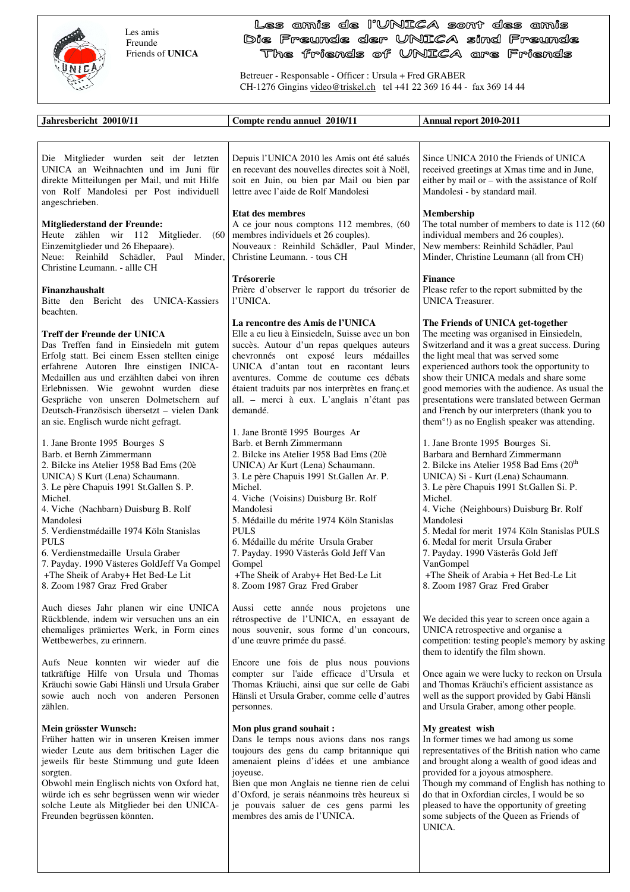Les amis
Freunde
Friends of **UNICA**

# Les amis de l'UNICA sont des amis
# Die Freunde der UNICA sind Freunde
# The friends of UNICA are Friends

Betreuer - Responsable - Officer : Ursula + Fred GRABER
CH-1276 Gingins video@triskel.ch tel +41 22 369 16 44 - fax 369 14 44

## Jahresbericht 20010/11

Die Mitglieder wurden seit der letzten UNICA an Weihnachten und im Juni für direkte Mitteilungen per Mail, und mit Hilfe von Rolf Mandolesi per Post individuell angeschrieben.

**Mitgliederstand der Freunde:**
Heute zählen wir 112 Mitglieder. (60 Einzemitglieder und 26 Ehepaare).
Neue: Reinhild Schädler, Paul Minder, Christine Leumann. - allle CH

**Finanzhaushalt**
Bitte den Bericht des UNICA-Kassiers beachten.

**Treff der Freunde der UNICA**
Das Treffen fand in Einsiedeln mit gutem Erfolg statt. Bei einem Essen stellten einige erfahrene Autoren Ihre einstigen INICA-Medaillen aus und erzählten dabei von ihren Erlebnissen. Wie gewohnt wurden diese Gespräche von unseren Dolmetschern auf Deutsch-Französisch übersetzt – vielen Dank an sie. Englisch wurde nicht gefragt.

1. Jane Bronte 1995 Bourges S
Barb. et Bernh Zimmermann
2. Bilcke ins Atelier 1958 Bad Ems (20è UNICA) S Kurt (Lena) Schaumann.
3. Le père Chapuis 1991 St.Gallen S. P. Michel.
4. Viche (Nachbarn) Duisburg B. Rolf Mandolesi
5. Verdienstmédaille 1974 Köln Stanislas PULS
6. Verdienstmedaille Ursula Graber
7. Payday. 1990 Västeres GoldJeff Va Gompel
+The Sheik of Araby+ Het Bed-Le Lit
8. Zoom 1987 Graz Fred Graber

Auch dieses Jahr planen wir eine UNICA Rückblende, indem wir versuchen uns an ein ehemaliges prämiertes Werk, in Form eines Wettbewerbes, zu erinnern.

Aufs Neue konnten wir wieder auf die tatkräftige Hilfe von Ursula und Thomas Kräuchi sowie Gabi Hänsli und Ursula Graber sowie auch noch von anderen Personen zählen.

**Mein grösster Wunsch:**
Früher hatten wir in unseren Kreisen immer wieder Leute aus dem britischen Lager die jeweils für beste Stimmung und gute Ideen sorgten.
Obwohl mein Englisch nichts von Oxford hat, würde ich es sehr begrüssen wenn wir wieder solche Leute als Mitglieder bei den UNICA-Freunden begrüssen könnten.

## Compte rendu annuel 2010/11

Depuis l'UNICA 2010 les Amis ont été salués en recevant des nouvelles directes soit à Noël, soit en Juin, ou bien par Mail ou bien par lettre avec l'aide de Rolf Mandolesi

**Etat des membres**
A ce jour nous comptons 112 membres, (60 membres individuels et 26 couples).
Nouveaux : Reinhild Schädler, Paul Minder, Christine Leumann. - tous CH

**Trésorerie**
Prière d'observer le rapport du trésorier de l'UNICA.

**La rencontre des Amis de l'UNICA**
Elle a eu lieu à Einsiedeln, Suisse avec un bon succès. Autour d'un repas quelques auteurs chevronnés ont exposé leurs médailles UNICA d'antan tout en racontant leurs aventures. Comme de coutume ces débats étaient traduits par nos interprètes en franç.et all. – merci à eux. L'anglais n'étant pas demandé.

1. Jane Brontë 1995 Bourges Ar
Barb. et Bernh Zimmermann
2. Bilcke ins Atelier 1958 Bad Ems (20è UNICA) Ar Kurt (Lena) Schaumann.
3. Le père Chapuis 1991 St.Gallen Ar. P. Michel.
4. Viche (Voisins) Duisburg Br. Rolf Mandolesi
5. Médaille du mérite 1974 Köln Stanislas PULS
6. Médaille du mérite Ursula Graber
7. Payday. 1990 Västerås Gold Jeff Van Gompel
+The Sheik of Araby+ Het Bed-Le Lit
8. Zoom 1987 Graz Fred Graber

Aussi cette année nous projetons une rétrospective de l'UNICA, en essayant de nous souvenir, sous forme d'un concours, d'une œuvre primée du passé.

Encore une fois de plus nous pouvions compter sur l'aide efficace d'Ursula et Thomas Kräuchi, ainsi que sur celle de Gabi Hänsli et Ursula Graber, comme celle d'autres personnes.

**Mon plus grand souhait :**
Dans le temps nous avions dans nos rangs toujours des gens du camp britannique qui amenaient pleins d'idées et une ambiance joyeuse.
Bien que mon Anglais ne tienne rien de celui d'Oxford, je serais néanmoins très heureux si je pouvais saluer de ces gens parmi les membres des amis de l'UNICA.

## Annual report 2010-2011

Since UNICA 2010 the Friends of UNICA received greetings at Xmas time and in June, either by mail or – with the assistance of Rolf Mandolesi - by standard mail.

**Membership**
The total number of members to date is 112 (60 individual members and 26 couples).
New members: Reinhild Schädler, Paul Minder, Christine Leumann (all from CH)

**Finance**
Please refer to the report submitted by the UNICA Treasurer.

**The Friends of UNICA get-together**
The meeting was organised in Einsiedeln, Switzerland and it was a great success. During the light meal that was served some experienced authors took the opportunity to show their UNICA medals and share some good memories with the audience. As usual the presentations were translated between German and French by our interpreters (thank you to them°!) as no English speaker was attending.

1. Jane Bronte 1995 Bourges Si.
Barbara and Bernhard Zimmermann
2. Bilcke ins Atelier 1958 Bad Ems (20th UNICA) Si - Kurt (Lena) Schaumann.
3. Le père Chapuis 1991 St.Gallen Si. P. Michel.
4. Viche (Neighbours) Duisburg Br. Rolf Mandolesi
5. Medal for merit 1974 Köln Stanislas PULS
6. Medal for merit Ursula Graber
7. Payday. 1990 Västerås Gold Jeff VanGompel
+The Sheik of Arabia + Het Bed-Le Lit
8. Zoom 1987 Graz Fred Graber

We decided this year to screen once again a UNICA retrospective and organise a competition: testing people's memory by asking them to identify the film shown.

Once again we were lucky to reckon on Ursula and Thomas Kräuchi's efficient assistance as well as the support provided by Gabi Hänsli and Ursula Graber, among other people.

**My greatest wish**
In former times we had among us some representatives of the British nation who came and brought along a wealth of good ideas and provided for a joyous atmosphere.
Though my command of English has nothing to do that in Oxfordian circles, I would be so pleased to have the opportunity of greeting some subjects of the Queen as Friends of UNICA.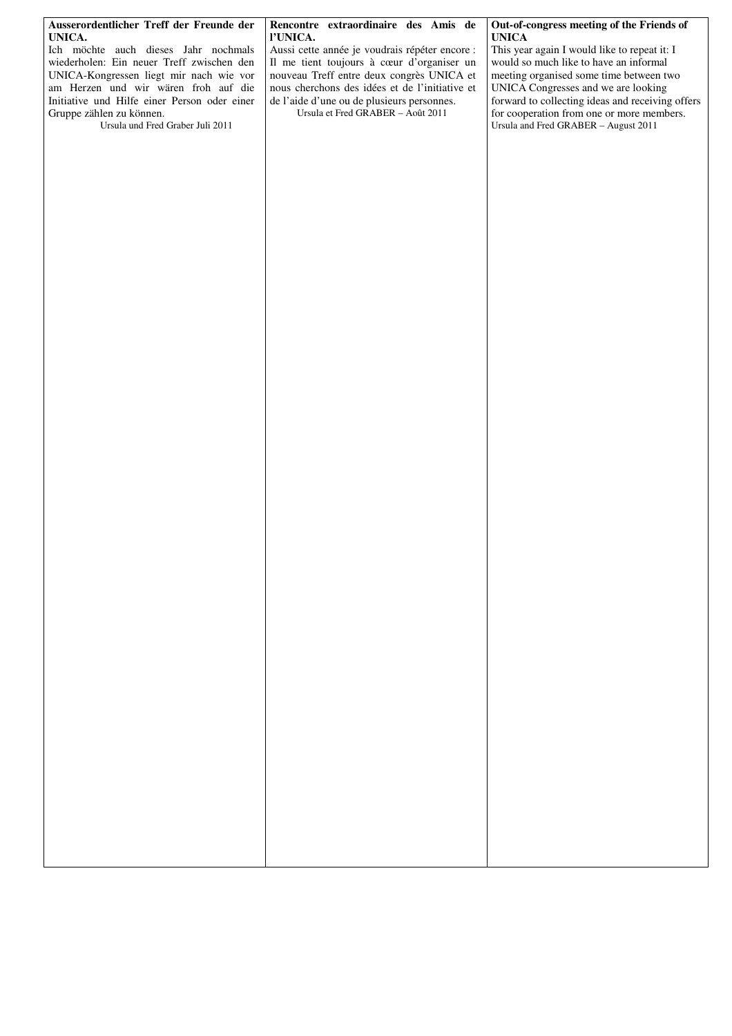**Ausserordentlicher Treff der Freunde der UNICA.**

Ich möchte auch dieses Jahr nochmals wiederholen: Ein neuer Treff zwischen den UNICA-Kongressen liegt mir nach wie vor am Herzen und wir wären froh auf die Initiative und Hilfe einer Person oder einer Gruppe zählen zu können.

Ursula und Fred Graber Juli 2011

**Rencontre extraordinaire des Amis de l'UNICA.**

Aussi cette année je voudrais répéter encore : Il me tient toujours à cœur d'organiser un nouveau Treff entre deux congrès UNICA et nous cherchons des idées et de l'initiative et de l'aide d'une ou de plusieurs personnes.

Ursula et Fred GRABER – Août 2011

**Out-of-congress meeting of the Friends of UNICA**

This year again I would like to repeat it: I would so much like to have an informal meeting organised some time between two UNICA Congresses and we are looking forward to collecting ideas and receiving offers for cooperation from one or more members.

Ursula and Fred GRABER – August 2011